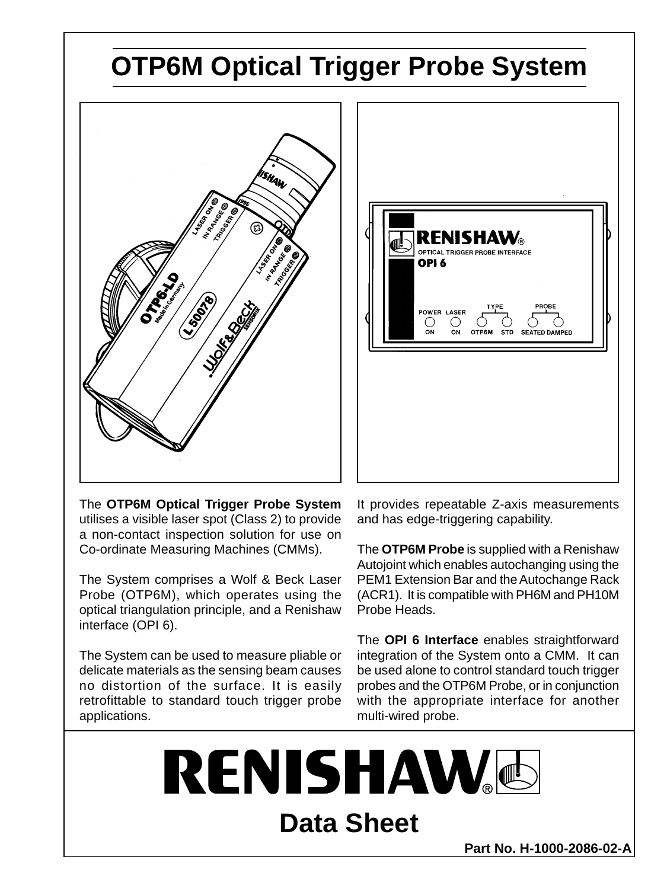# OTP6M Optical Trigger Probe System

The **OTP6M Optical Trigger Probe System** utilises a visible laser spot (Class 2) to provide a non-contact inspection solution for use on Co-ordinate Measuring Machines (CMMs).

The System comprises a Wolf & Beck Laser Probe (OTP6M), which operates using the optical triangulation principle, and a Renishaw interface (OPI 6).

The System can be used to measure pliable or delicate materials as the sensing beam causes no distortion of the surface. It is easily retrofittable to standard touch trigger probe applications.

It provides repeatable Z-axis measurements and has edge-triggering capability.

The **OTP6M Probe** is supplied with a Renishaw Autojoint which enables autochanging using the PEM1 Extension Bar and the Autochange Rack (ACR1). It is compatible with PH6M and PH10M Probe Heads.

The **OPI 6 Interface** enables straightforward integration of the System onto a CMM. It can be used alone to control standard touch trigger probes and the OTP6M Probe, or in conjunction with the appropriate interface for another multi-wired probe.

RENISHAW®

## Data Sheet

**Part No. H-1000-2086-02-A**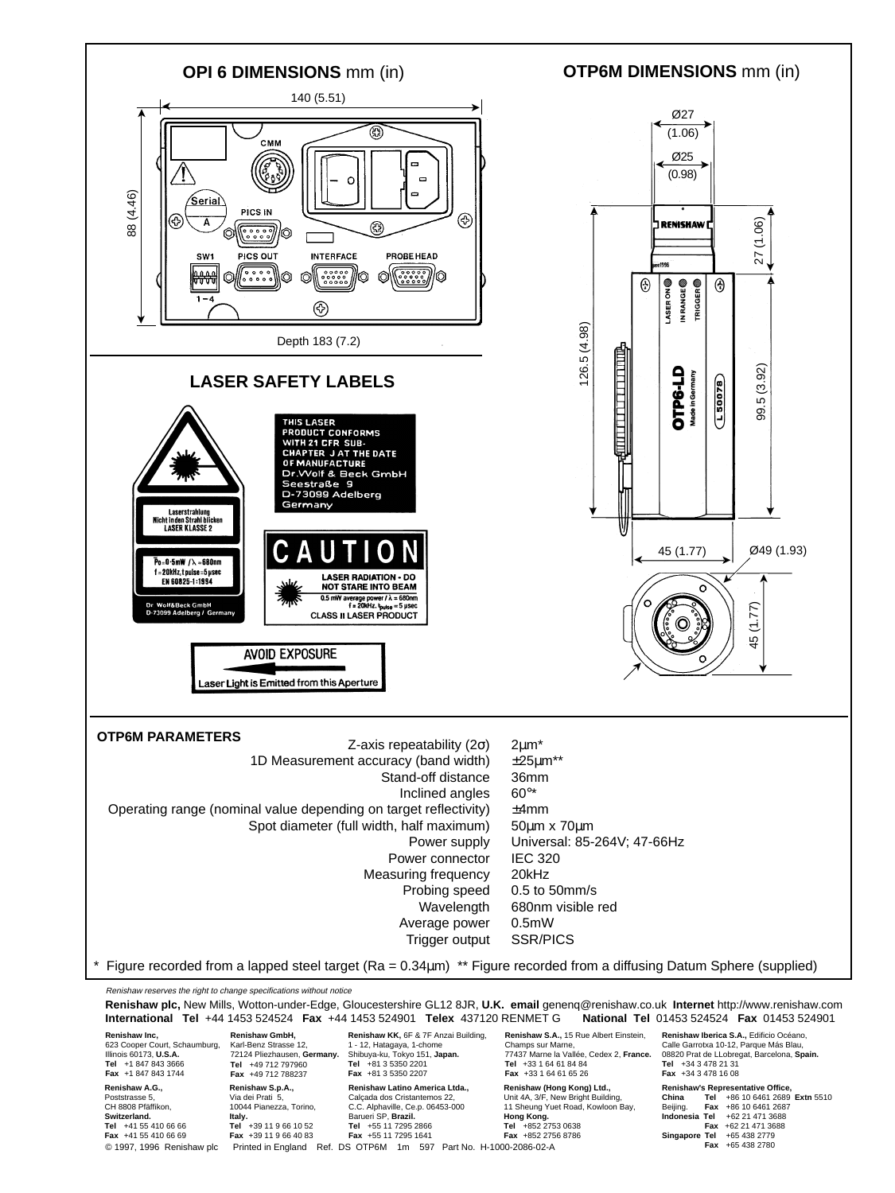## OPI 6 DIMENSIONS mm (in)

140 (5.51)

88 (4.46)

CMM

Serial

A

PICS IN

SW1

PICS OUT

INTERFACE

PROBE HEAD

1 – 4

Depth 183 (7.2)

## OTP6M DIMENSIONS mm (in)

Ø27 (1.06)

Ø25 (0.98)

RENISHAW

27 (1.06)

126.5 (4.98)

99.5 (3.92)

LASER ON

IN RANGE

TRIGGER

OTP6-LD

Made in Germany

L 50078

45 (1.77)

Ø49 (1.93)

45 (1.77)

## LASER SAFETY LABELS

THIS LASER PRODUCT CONFORMS WITH 21 CFR SUB-CHAPTER J AT THE DATE OF MANUFACTURE
Dr.Wolf & Beck GmbH
Seestraße 9
D-73099 Adelberg
Germany

Laserstrahlung
Nicht in den Strahl blicken
LASER KLASSE 2

$P_0$=0·5mW / λ =680nm
f=20kHz, t pulse=5 μsec
EN 60825-1:1994

Dr. Wolf&Beck GmbH
D-73099 Adelberg / Germany

CAUTION

LASER RADIATION - DO NOT STARE INTO BEAM
0.5 mW average power / λ = 680nm
f = 20kHz, $t_{pulse}$ = 5 μsec
CLASS II LASER PRODUCT

AVOID EXPOSURE
Laser Light is Emitted from this Aperture

## OTP6M PARAMETERS

| | |
|---|---|
| Z-axis repeatability (2σ) | 2μm* |
| 1D Measurement accuracy (band width) | ±25μm** |
| Stand-off distance | 36mm |
| Inclined angles | 60°* |
| Operating range (nominal value depending on target reflectivity) | ±4mm |
| Spot diameter (full width, half maximum) | 50μm x 70μm |
| Power supply | Universal: 85-264V; 47-66Hz |
| Power connector | IEC 320 |
| Measuring frequency | 20kHz |
| Probing speed | 0.5 to 50mm/s |
| Wavelength | 680nm visible red |
| Average power | 0.5mW |
| Trigger output | SSR/PICS |

\* Figure recorded from a lapped steel target (Ra = 0.34μm) ** Figure recorded from a diffusing Datum Sphere (supplied)

*Renishaw reserves the right to change specifications without notice*

**Renishaw plc,** New Mills, Wotton-under-Edge, Gloucestershire GL12 8JR, **U.K.** **email** genenq@renishaw.co.uk **Internet** http://www.renishaw.com
**International Tel** +44 1453 524524 **Fax** +44 1453 524901 **Telex** 437120 RENMET G **National Tel** 01453 524524 **Fax** 01453 524901

**Renishaw Inc,** 623 Cooper Court, Schaumburg, Illinois 60173, **U.S.A.** **Tel** +1 847 843 3666 **Fax** +1 847 843 1744

**Renishaw GmbH,** Karl-Benz Strasse 12, 72124 Pliezhausen, **Germany.** **Tel** +49 712 797960 **Fax** +49 712 788237

**Renishaw KK,** 6F & 7F Anzai Building, 1 - 12, Hatagaya, 1-chome Shibuya-ku, Tokyo 151, **Japan.** **Tel** +81 3 5350 2201 **Fax** +81 3 5350 2207

**Renishaw S.A.,** 15 Rue Albert Einstein, Champs sur Marne, 77437 Marne la Vallée, Cedex 2, **France.** **Tel** +33 1 64 61 84 84 **Fax** +33 1 64 61 65 26

**Renishaw Iberica S.A.,** Edificio Océano, Calle Garrotxa 10-12, Parque Más Blau, 08820 Prat de LLobregat, Barcelona, **Spain.** **Tel** +34 3 478 21 31 **Fax** +34 3 478 16 08

**Renishaw A.G.,** Poststrasse 5, CH 8808 Pfäffikon, **Switzerland.** **Tel** +41 55 410 66 66 **Fax** +41 55 410 66 69

**Renishaw S.p.A.,** Via dei Prati 5, 10044 Pianezza, Torino, **Italy.** **Tel** +39 11 9 66 10 52 **Fax** +39 11 9 66 40 83

**Renishaw Latino America Ltda.,** Calçada dos Cristantemos 22, C.C. Alphaville, Ce.p. 06453-000 Barueri SP, **Brazil.** **Tel** +55 11 7295 2866 **Fax** +55 11 7295 1641

**Renishaw (Hong Kong) Ltd.,** Unit 4A, 3/F, New Bright Building, 11 Sheung Yuet Road, Kowloon Bay, **Hong Kong.** **Tel** +852 2753 0638 **Fax** +852 2756 8786

**Renishaw's Representative Office,**
**China** **Tel** +86 10 6461 2689 **Extn** 5510
Beijing. **Fax** +86 10 6461 2687
**Indonesia Tel** +62 21 471 3688
**Fax** +62 21 471 3688
**Singapore Tel** +65 438 2779
**Fax** +65 438 2780

© 1997, 1996 Renishaw plc Printed in England Ref. DS OTP6M 1m 597 Part No. H-1000-2086-02-A